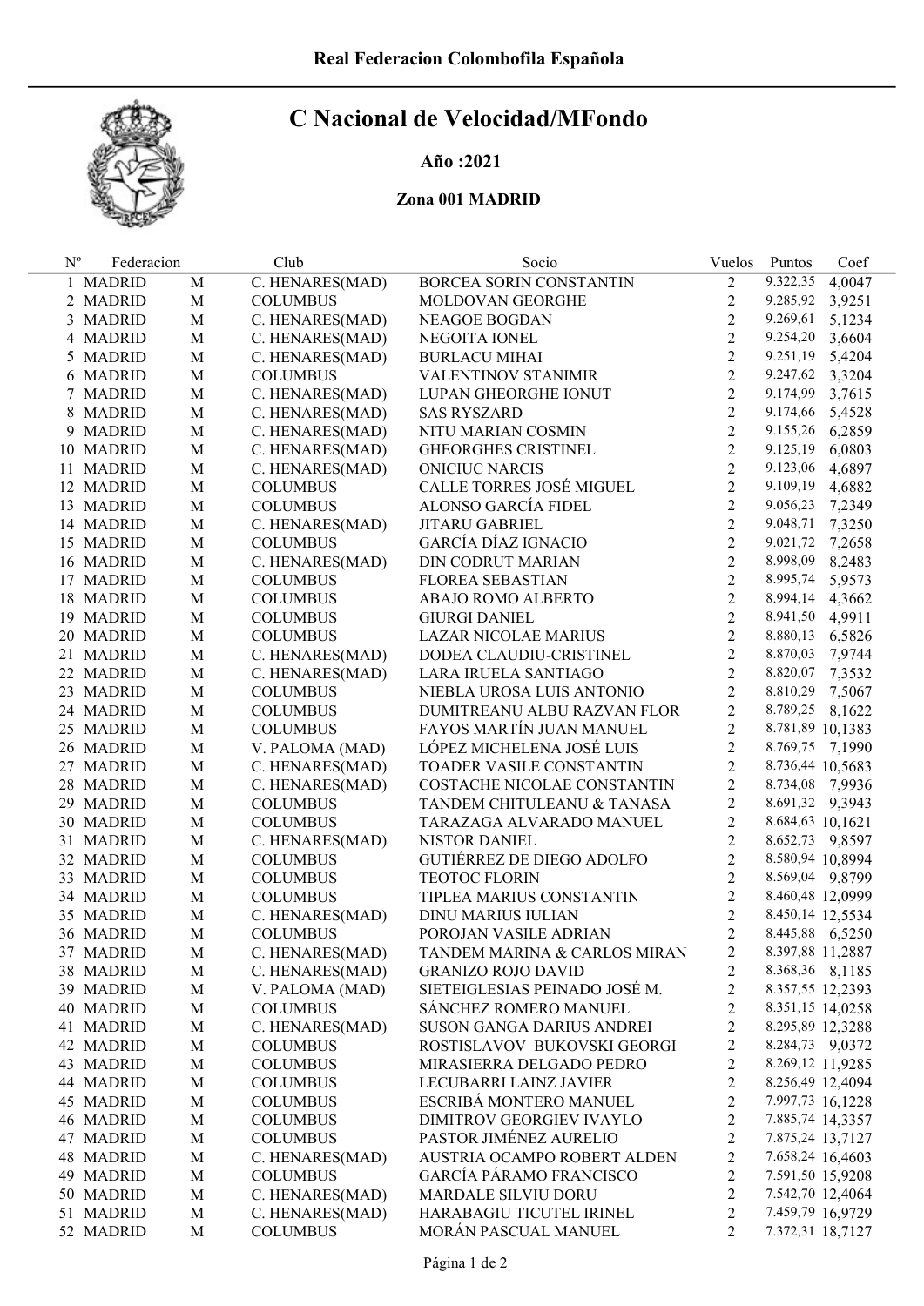Real Federacion Colombofila Española

# C Nacional de Velocidad/MFondo

**Año :2021**

**Zona 001 MADRID**

| Nº | Federacion | | Club | Socio | Vuelos | Puntos | Coef |
|---|---|---|---|---|---|---|---|
| 1 | MADRID | M | C. HENARES(MAD) | BORCEA SORIN CONSTANTIN | 2 | 9.322,35 | 4,0047 |
| 2 | MADRID | M | COLUMBUS | MOLDOVAN GEORGHE | 2 | 9.285,92 | 3,9251 |
| 3 | MADRID | M | C. HENARES(MAD) | NEAGOE BOGDAN | 2 | 9.269,61 | 5,1234 |
| 4 | MADRID | M | C. HENARES(MAD) | NEGOITA IONEL | 2 | 9.254,20 | 3,6604 |
| 5 | MADRID | M | C. HENARES(MAD) | BURLACU MIHAI | 2 | 9.251,19 | 5,4204 |
| 6 | MADRID | M | COLUMBUS | VALENTINOV STANIMIR | 2 | 9.247,62 | 3,3204 |
| 7 | MADRID | M | C. HENARES(MAD) | LUPAN GHEORGHE IONUT | 2 | 9.174,99 | 3,7615 |
| 8 | MADRID | M | C. HENARES(MAD) | SAS RYSZARD | 2 | 9.174,66 | 5,4528 |
| 9 | MADRID | M | C. HENARES(MAD) | NITU MARIAN COSMIN | 2 | 9.155,26 | 6,2859 |
| 10 | MADRID | M | C. HENARES(MAD) | GHEORGHES CRISTINEL | 2 | 9.125,19 | 6,0803 |
| 11 | MADRID | M | C. HENARES(MAD) | ONICIUC NARCIS | 2 | 9.123,06 | 4,6897 |
| 12 | MADRID | M | COLUMBUS | CALLE TORRES JOSÉ MIGUEL | 2 | 9.109,19 | 4,6882 |
| 13 | MADRID | M | COLUMBUS | ALONSO GARCÍA FIDEL | 2 | 9.056,23 | 7,2349 |
| 14 | MADRID | M | C. HENARES(MAD) | JITARU GABRIEL | 2 | 9.048,71 | 7,3250 |
| 15 | MADRID | M | COLUMBUS | GARCÍA DÍAZ IGNACIO | 2 | 9.021,72 | 7,2658 |
| 16 | MADRID | M | C. HENARES(MAD) | DIN CODRUT MARIAN | 2 | 8.998,09 | 8,2483 |
| 17 | MADRID | M | COLUMBUS | FLOREA SEBASTIAN | 2 | 8.995,74 | 5,9573 |
| 18 | MADRID | M | COLUMBUS | ABAJO ROMO ALBERTO | 2 | 8.994,14 | 4,3662 |
| 19 | MADRID | M | COLUMBUS | GIURGI DANIEL | 2 | 8.941,50 | 4,9911 |
| 20 | MADRID | M | COLUMBUS | LAZAR NICOLAE MARIUS | 2 | 8.880,13 | 6,5826 |
| 21 | MADRID | M | C. HENARES(MAD) | DODEA CLAUDIU-CRISTINEL | 2 | 8.870,03 | 7,9744 |
| 22 | MADRID | M | C. HENARES(MAD) | LARA IRUELA SANTIAGO | 2 | 8.820,07 | 7,3532 |
| 23 | MADRID | M | COLUMBUS | NIEBLA UROSA LUIS ANTONIO | 2 | 8.810,29 | 7,5067 |
| 24 | MADRID | M | COLUMBUS | DUMITREANU ALBU RAZVAN FLOR | 2 | 8.789,25 | 8,1622 |
| 25 | MADRID | M | COLUMBUS | FAYOS MARTÍN JUAN MANUEL | 2 | 8.781,89 | 10,1383 |
| 26 | MADRID | M | V. PALOMA (MAD) | LÓPEZ MICHELENA JOSÉ LUIS | 2 | 8.769,75 | 7,1990 |
| 27 | MADRID | M | C. HENARES(MAD) | TOADER VASILE CONSTANTIN | 2 | 8.736,44 | 10,5683 |
| 28 | MADRID | M | C. HENARES(MAD) | COSTACHE NICOLAE CONSTANTIN | 2 | 8.734,08 | 7,9936 |
| 29 | MADRID | M | COLUMBUS | TANDEM CHITULEANU & TANASA | 2 | 8.691,32 | 9,3943 |
| 30 | MADRID | M | COLUMBUS | TARAZAGA ALVARADO MANUEL | 2 | 8.684,63 | 10,1621 |
| 31 | MADRID | M | C. HENARES(MAD) | NISTOR DANIEL | 2 | 8.652,73 | 9,8597 |
| 32 | MADRID | M | COLUMBUS | GUTIÉRREZ DE DIEGO ADOLFO | 2 | 8.580,94 | 10,8994 |
| 33 | MADRID | M | COLUMBUS | TEOTOC FLORIN | 2 | 8.569,04 | 9,8799 |
| 34 | MADRID | M | COLUMBUS | TIPLEA MARIUS CONSTANTIN | 2 | 8.460,48 | 12,0999 |
| 35 | MADRID | M | C. HENARES(MAD) | DINU MARIUS IULIAN | 2 | 8.450,14 | 12,5534 |
| 36 | MADRID | M | COLUMBUS | POROJAN VASILE ADRIAN | 2 | 8.445,88 | 6,5250 |
| 37 | MADRID | M | C. HENARES(MAD) | TANDEM MARINA & CARLOS MIRAN | 2 | 8.397,88 | 11,2887 |
| 38 | MADRID | M | C. HENARES(MAD) | GRANIZO ROJO DAVID | 2 | 8.368,36 | 8,1185 |
| 39 | MADRID | M | V. PALOMA (MAD) | SIETEIGLESIAS PEINADO JOSÉ M. | 2 | 8.357,55 | 12,2393 |
| 40 | MADRID | M | COLUMBUS | SÁNCHEZ ROMERO MANUEL | 2 | 8.351,15 | 14,0258 |
| 41 | MADRID | M | C. HENARES(MAD) | SUSON GANGA DARIUS ANDREI | 2 | 8.295,89 | 12,3288 |
| 42 | MADRID | M | COLUMBUS | ROSTISLAVOV BUKOVSKI GEORGI | 2 | 8.284,73 | 9,0372 |
| 43 | MADRID | M | COLUMBUS | MIRASIERRA DELGADO PEDRO | 2 | 8.269,12 | 11,9285 |
| 44 | MADRID | M | COLUMBUS | LECUBARRI LAINZ JAVIER | 2 | 8.256,49 | 12,4094 |
| 45 | MADRID | M | COLUMBUS | ESCRIBÁ MONTERO MANUEL | 2 | 7.997,73 | 16,1228 |
| 46 | MADRID | M | COLUMBUS | DIMITROV GEORGIEV IVAYLO | 2 | 7.885,74 | 14,3357 |
| 47 | MADRID | M | COLUMBUS | PASTOR JIMÉNEZ AURELIO | 2 | 7.875,24 | 13,7127 |
| 48 | MADRID | M | C. HENARES(MAD) | AUSTRIA OCAMPO ROBERT ALDEN | 2 | 7.658,24 | 16,4603 |
| 49 | MADRID | M | COLUMBUS | GARCÍA PÁRAMO FRANCISCO | 2 | 7.591,50 | 15,9208 |
| 50 | MADRID | M | C. HENARES(MAD) | MARDALE SILVIU DORU | 2 | 7.542,70 | 12,4064 |
| 51 | MADRID | M | C. HENARES(MAD) | HARABAGIU TICUTEL IRINEL | 2 | 7.459,79 | 16,9729 |
| 52 | MADRID | M | COLUMBUS | MORÁN PASCUAL MANUEL | 2 | 7.372,31 | 18,7127 |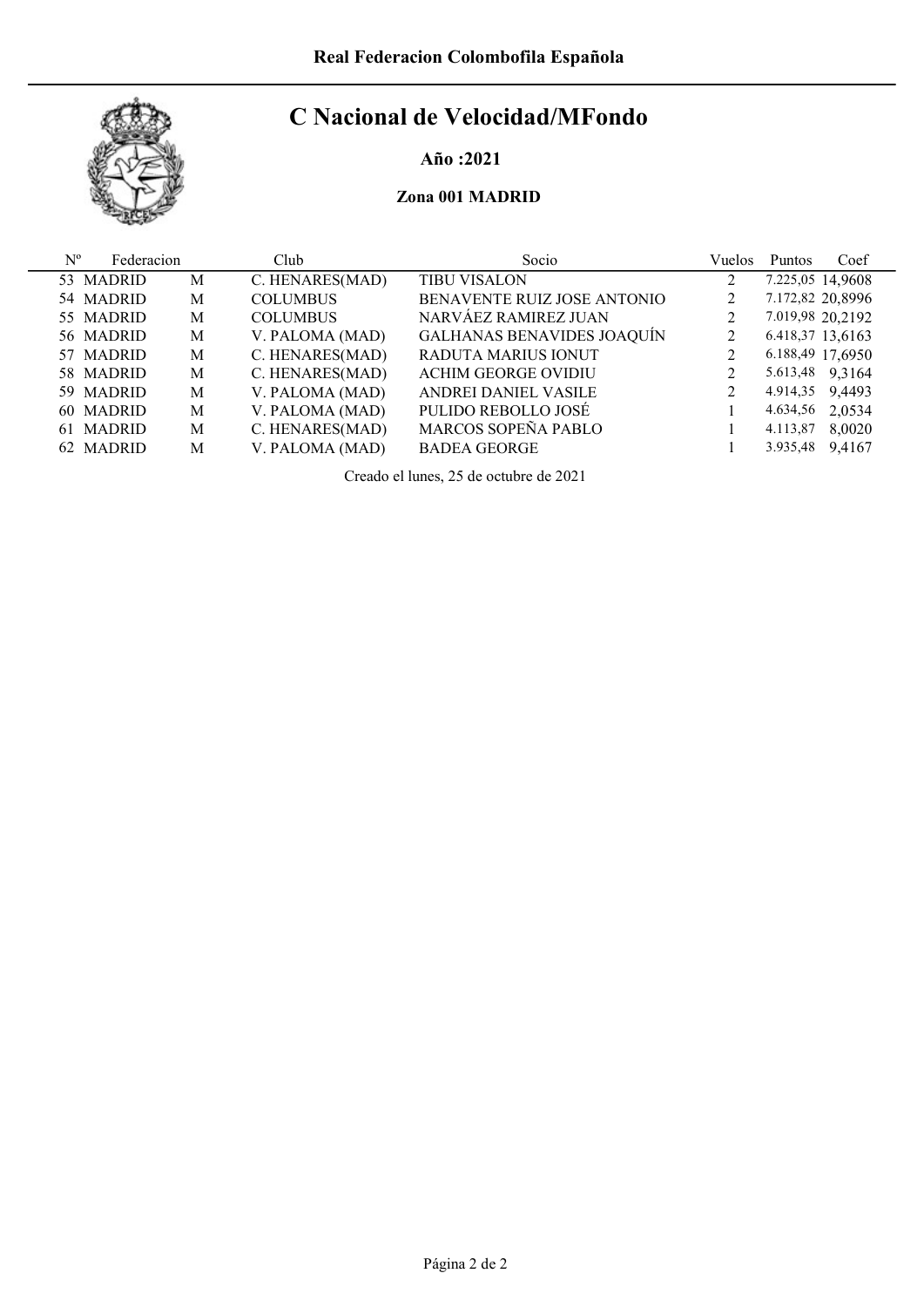**Real Federacion Colombofila Española**

# C Nacional de Velocidad/MFondo

### Año :2021

### Zona 001 MADRID

| Nº | Federacion | | Club | Socio | Vuelos | Puntos | Coef |
|---|---|---|---|---|---|---|---|
| 53 | MADRID | M | C. HENARES(MAD) | TIBU VISALON | 2 | 7.225,05 | 14,9608 |
| 54 | MADRID | M | COLUMBUS | BENAVENTE RUIZ JOSE ANTONIO | 2 | 7.172,82 | 20,8996 |
| 55 | MADRID | M | COLUMBUS | NARVÁEZ RAMIREZ JUAN | 2 | 7.019,98 | 20,2192 |
| 56 | MADRID | M | V. PALOMA (MAD) | GALHANAS BENAVIDES JOAQUÍN | 2 | 6.418,37 | 13,6163 |
| 57 | MADRID | M | C. HENARES(MAD) | RADUTA MARIUS IONUT | 2 | 6.188,49 | 17,6950 |
| 58 | MADRID | M | C. HENARES(MAD) | ACHIM GEORGE OVIDIU | 2 | 5.613,48 | 9,3164 |
| 59 | MADRID | M | V. PALOMA (MAD) | ANDREI DANIEL VASILE | 2 | 4.914,35 | 9,4493 |
| 60 | MADRID | M | V. PALOMA (MAD) | PULIDO REBOLLO JOSÉ | 1 | 4.634,56 | 2,0534 |
| 61 | MADRID | M | C. HENARES(MAD) | MARCOS SOPEÑA PABLO | 1 | 4.113,87 | 8,0020 |
| 62 | MADRID | M | V. PALOMA (MAD) | BADEA GEORGE | 1 | 3.935,48 | 9,4167 |

Creado el lunes, 25 de octubre de 2021